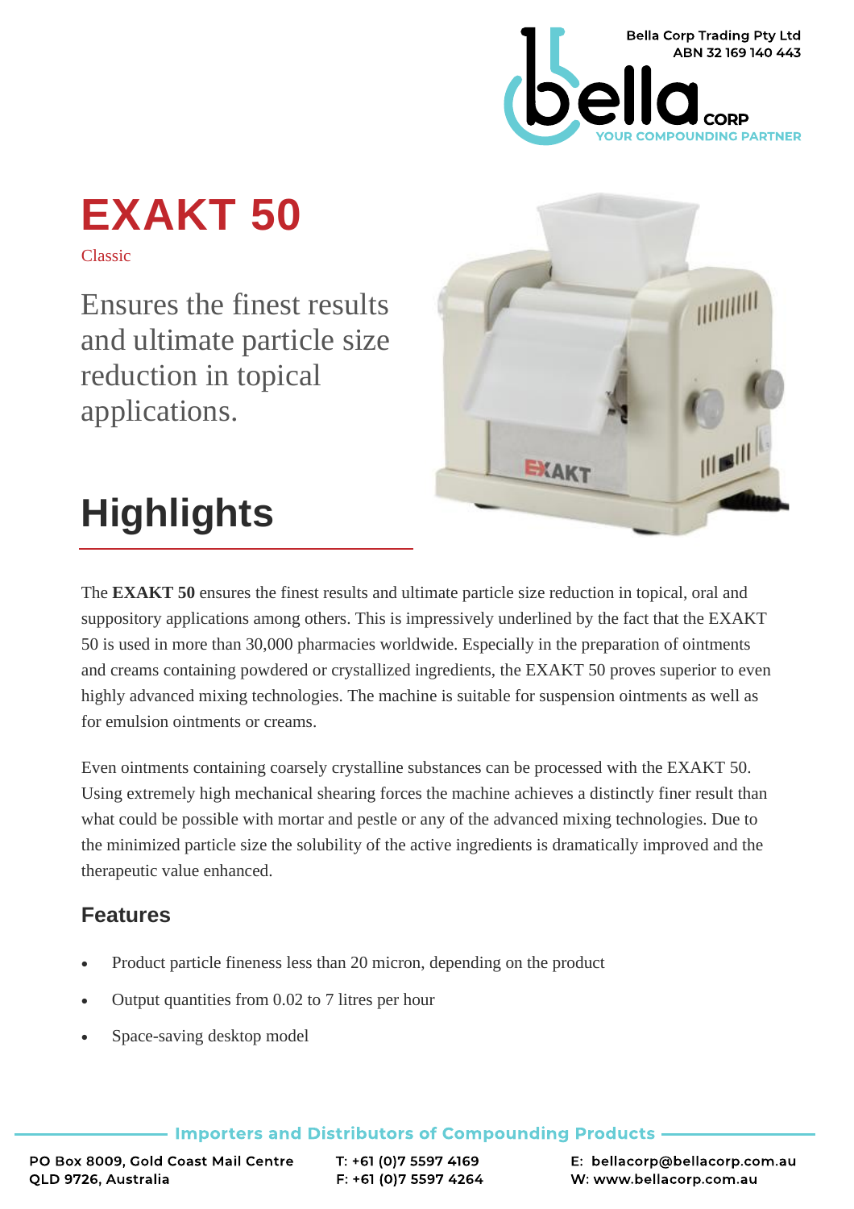Bella Corp Trading Pty Ltd
ABN 32 169 140 443

# EXAKT 50

Classic

Ensures the finest results and ultimate particle size reduction in topical applications.

## Highlights

The **EXAKT 50** ensures the finest results and ultimate particle size reduction in topical, oral and suppository applications among others. This is impressively underlined by the fact that the EXAKT 50 is used in more than 30,000 pharmacies worldwide. Especially in the preparation of ointments and creams containing powdered or crystallized ingredients, the EXAKT 50 proves superior to even highly advanced mixing technologies. The machine is suitable for suspension ointments as well as for emulsion ointments or creams.

Even ointments containing coarsely crystalline substances can be processed with the EXAKT 50. Using extremely high mechanical shearing forces the machine achieves a distinctly finer result than what could be possible with mortar and pestle or any of the advanced mixing technologies. Due to the minimized particle size the solubility of the active ingredients is dramatically improved and the therapeutic value enhanced.

### Features

- Product particle fineness less than 20 micron, depending on the product
- Output quantities from 0.02 to 7 litres per hour
- Space-saving desktop model

Importers and Distributors of Compounding Products

PO Box 8009, Gold Coast Mail Centre
QLD 9726, Australia

T: +61 (0)7 5597 4169
F: +61 (0)7 5597 4264

E: bellacorp@bellacorp.com.au
W: www.bellacorp.com.au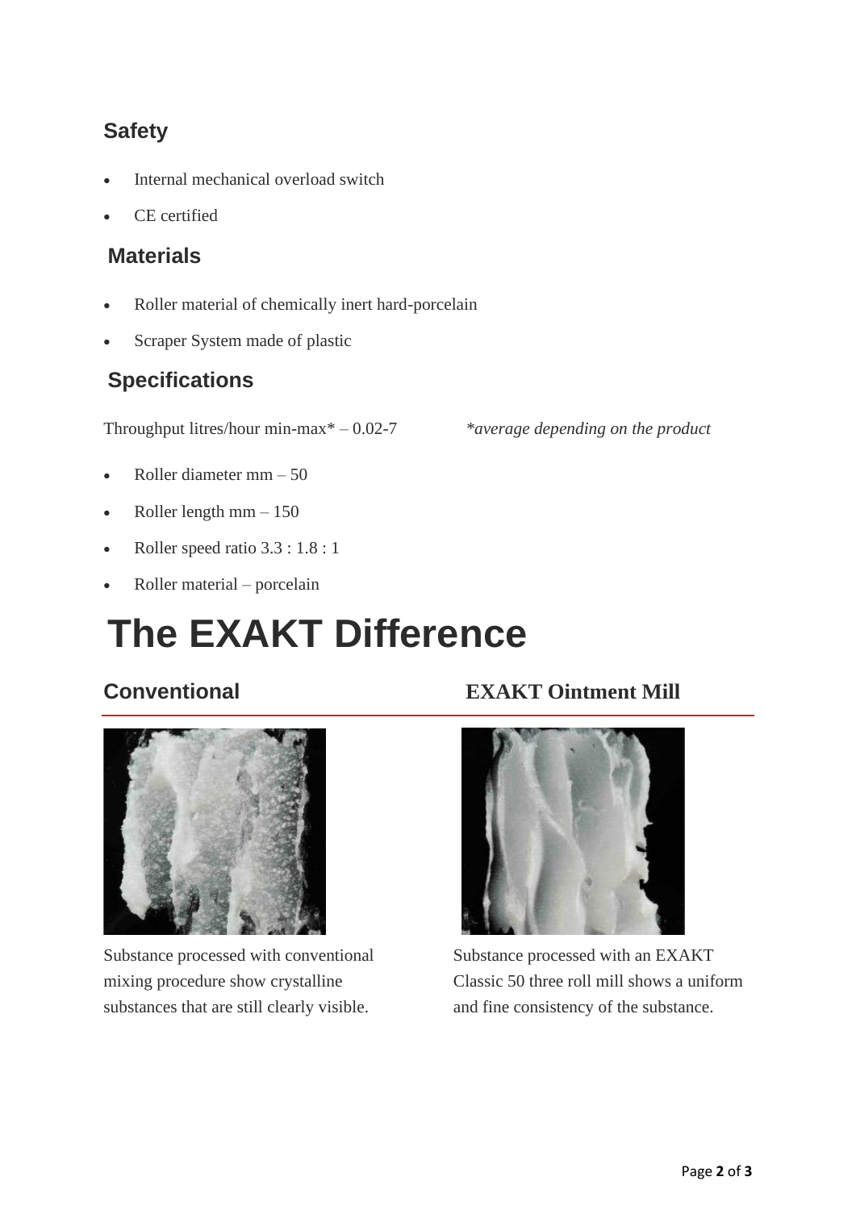## Safety

- Internal mechanical overload switch
- CE certified

## Materials

- Roller material of chemically inert hard-porcelain
- Scraper System made of plastic

## Specifications

Throughput litres/hour min-max* – 0.02-7 *\*average depending on the product*

- Roller diameter mm – 50
- Roller length mm – 150
- Roller speed ratio 3.3 : 1.8 : 1
- Roller material – porcelain

# The EXAKT Difference

### Conventional

Substance processed with conventional mixing procedure show crystalline substances that are still clearly visible.

### EXAKT Ointment Mill

Substance processed with an EXAKT Classic 50 three roll mill shows a uniform and fine consistency of the substance.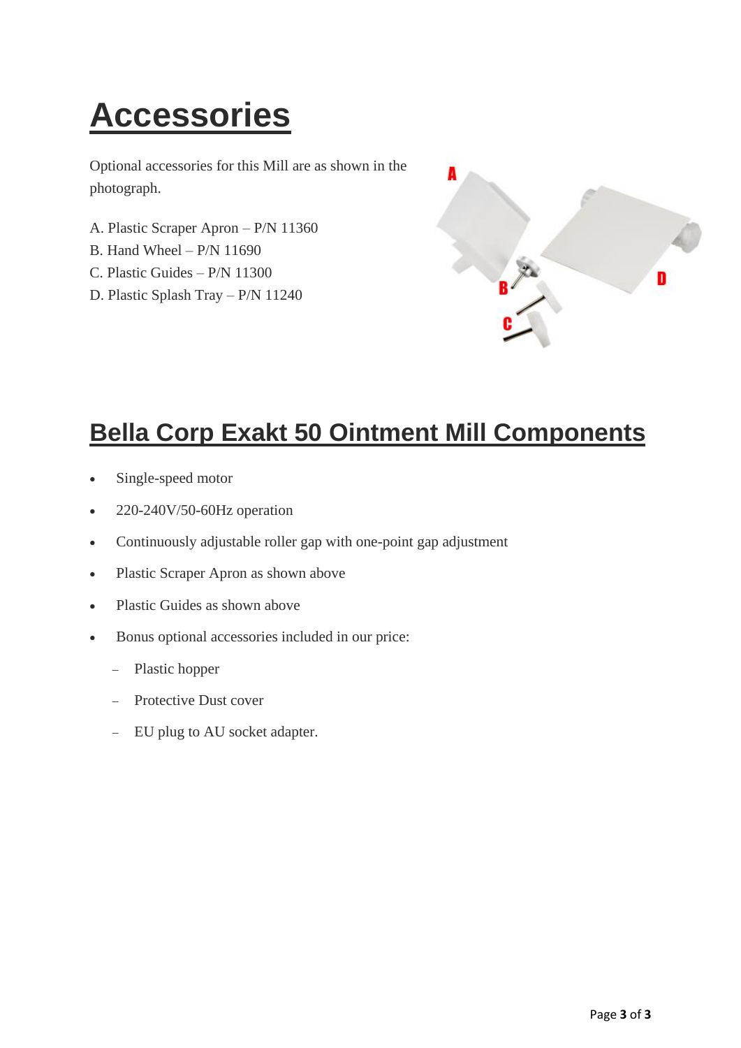# Accessories

Optional accessories for this Mill are as shown in the photograph.

A. Plastic Scraper Apron – P/N 11360
B. Hand Wheel – P/N 11690
C. Plastic Guides – P/N 11300
D. Plastic Splash Tray – P/N 11240

# Bella Corp Exakt 50 Ointment Mill Components

- Single-speed motor
- 220-240V/50-60Hz operation
- Continuously adjustable roller gap with one-point gap adjustment
- Plastic Scraper Apron as shown above
- Plastic Guides as shown above
- Bonus optional accessories included in our price:
  - Plastic hopper
  - Protective Dust cover
  - EU plug to AU socket adapter.